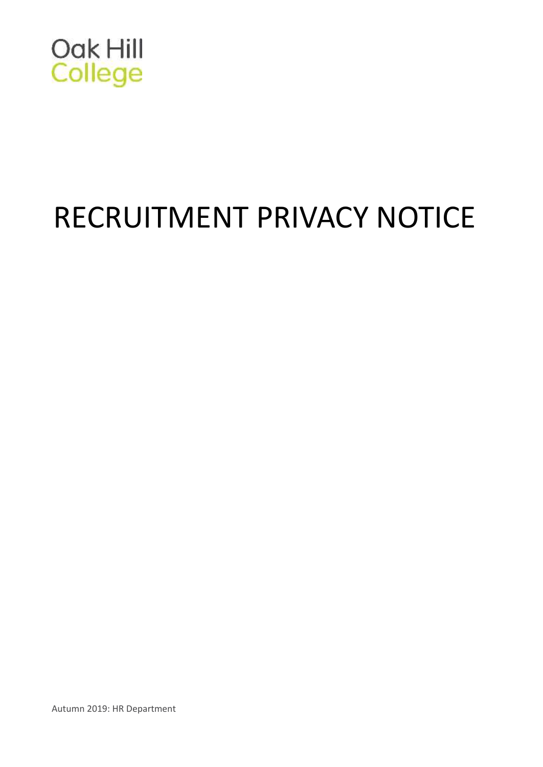Oak Hill
College

# RECRUITMENT PRIVACY NOTICE

Autumn 2019: HR Department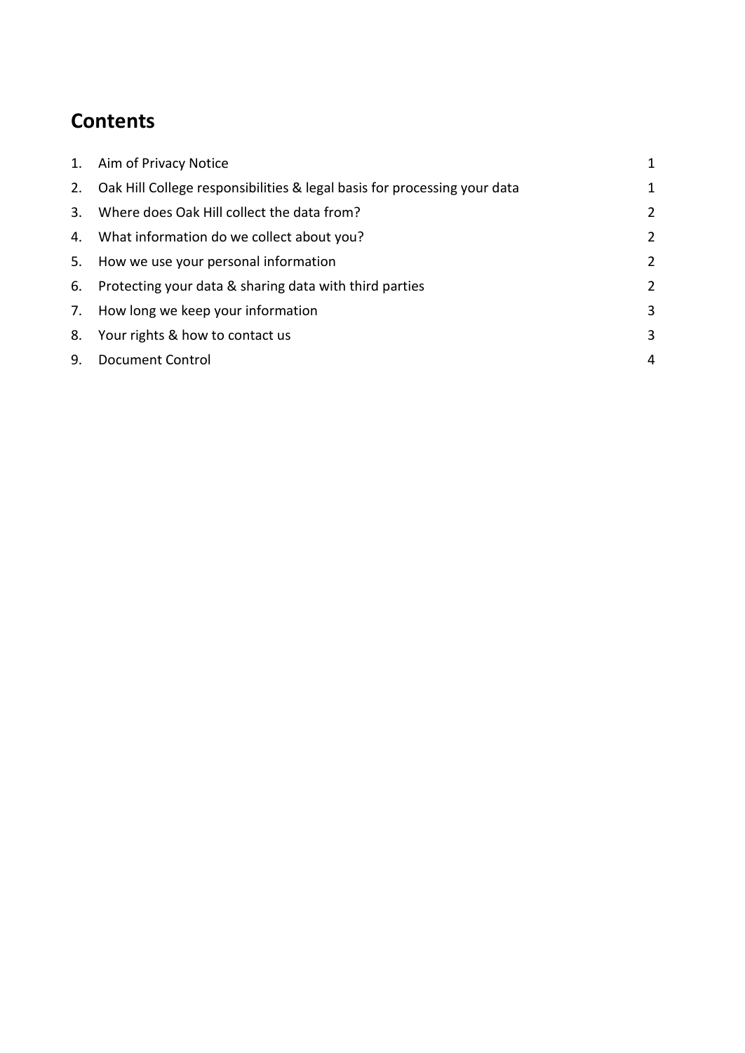## Contents

| | | |
|---|---|---|
| 1. | Aim of Privacy Notice | 1 |
| 2. | Oak Hill College responsibilities & legal basis for processing your data | 1 |
| 3. | Where does Oak Hill collect the data from? | 2 |
| 4. | What information do we collect about you? | 2 |
| 5. | How we use your personal information | 2 |
| 6. | Protecting your data & sharing data with third parties | 2 |
| 7. | How long we keep your information | 3 |
| 8. | Your rights & how to contact us | 3 |
| 9. | Document Control | 4 |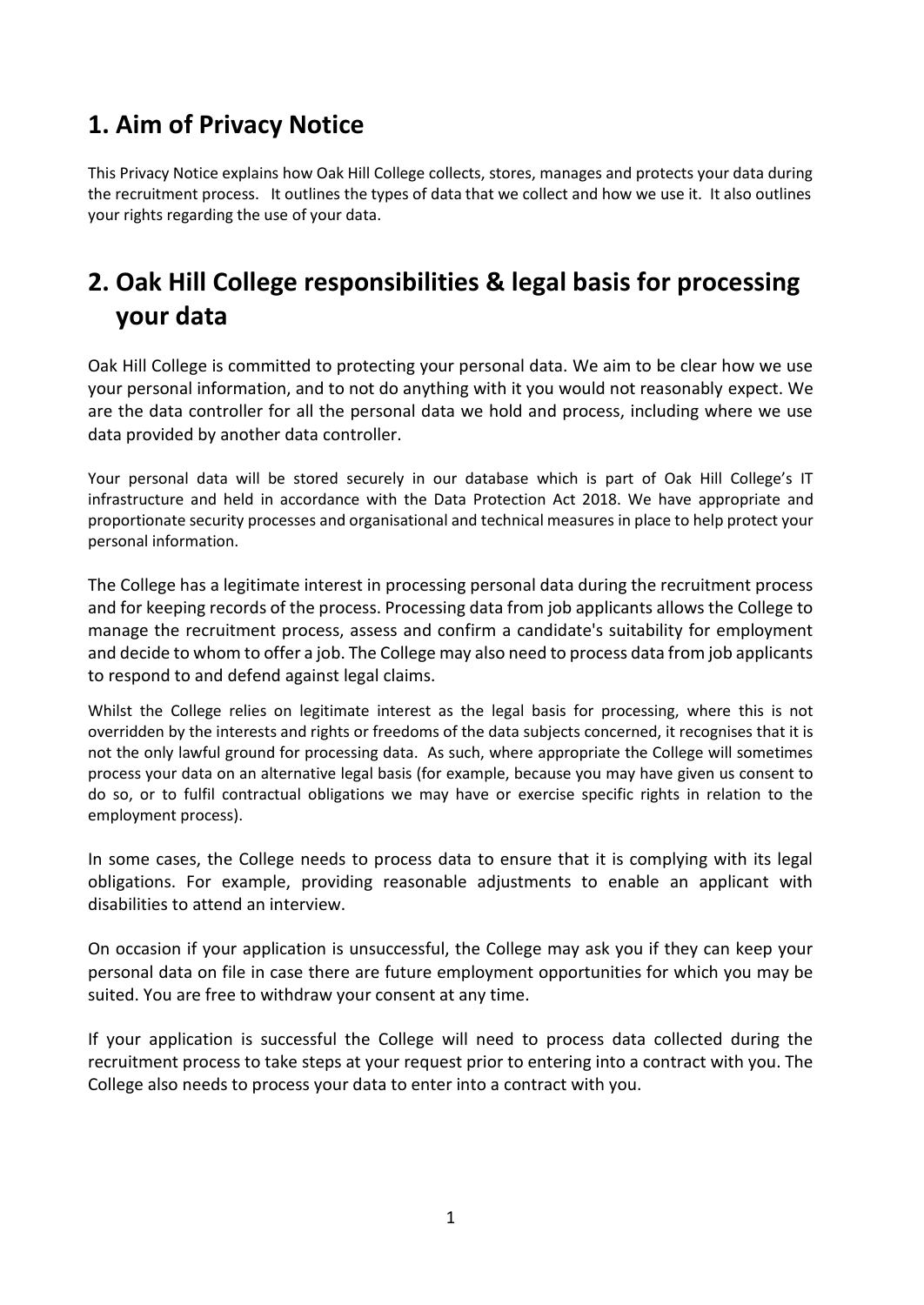## 1. Aim of Privacy Notice

This Privacy Notice explains how Oak Hill College collects, stores, manages and protects your data during the recruitment process. It outlines the types of data that we collect and how we use it. It also outlines your rights regarding the use of your data.

## 2. Oak Hill College responsibilities & legal basis for processing your data

Oak Hill College is committed to protecting your personal data. We aim to be clear how we use your personal information, and to not do anything with it you would not reasonably expect. We are the data controller for all the personal data we hold and process, including where we use data provided by another data controller.

Your personal data will be stored securely in our database which is part of Oak Hill College's IT infrastructure and held in accordance with the Data Protection Act 2018. We have appropriate and proportionate security processes and organisational and technical measures in place to help protect your personal information.

The College has a legitimate interest in processing personal data during the recruitment process and for keeping records of the process. Processing data from job applicants allows the College to manage the recruitment process, assess and confirm a candidate's suitability for employment and decide to whom to offer a job. The College may also need to process data from job applicants to respond to and defend against legal claims.

Whilst the College relies on legitimate interest as the legal basis for processing, where this is not overridden by the interests and rights or freedoms of the data subjects concerned, it recognises that it is not the only lawful ground for processing data. As such, where appropriate the College will sometimes process your data on an alternative legal basis (for example, because you may have given us consent to do so, or to fulfil contractual obligations we may have or exercise specific rights in relation to the employment process).

In some cases, the College needs to process data to ensure that it is complying with its legal obligations. For example, providing reasonable adjustments to enable an applicant with disabilities to attend an interview.

On occasion if your application is unsuccessful, the College may ask you if they can keep your personal data on file in case there are future employment opportunities for which you may be suited. You are free to withdraw your consent at any time.

If your application is successful the College will need to process data collected during the recruitment process to take steps at your request prior to entering into a contract with you. The College also needs to process your data to enter into a contract with you.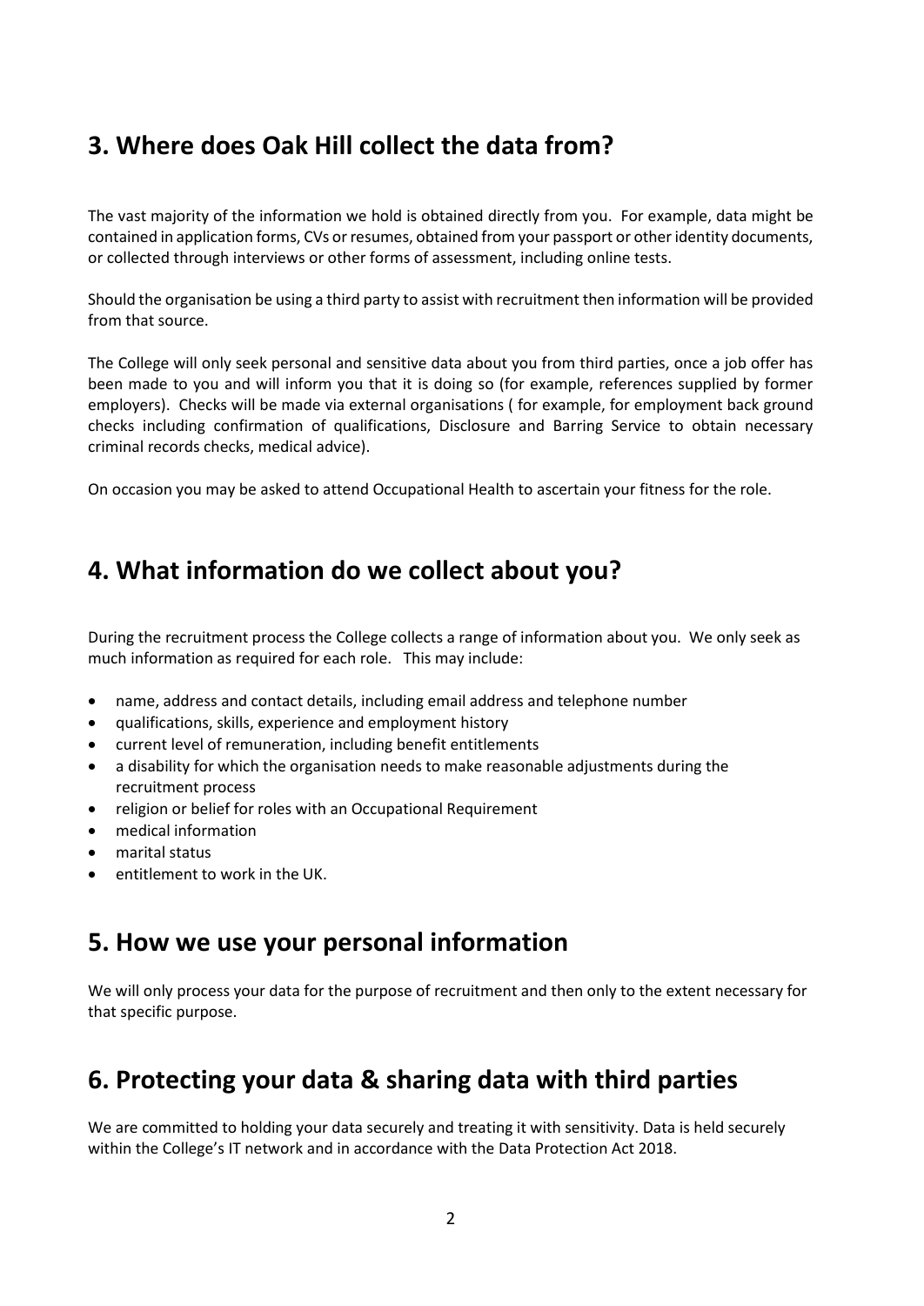## 3. Where does Oak Hill collect the data from?

The vast majority of the information we hold is obtained directly from you. For example, data might be contained in application forms, CVs or resumes, obtained from your passport or other identity documents, or collected through interviews or other forms of assessment, including online tests.

Should the organisation be using a third party to assist with recruitment then information will be provided from that source.

The College will only seek personal and sensitive data about you from third parties, once a job offer has been made to you and will inform you that it is doing so (for example, references supplied by former employers). Checks will be made via external organisations ( for example, for employment back ground checks including confirmation of qualifications, Disclosure and Barring Service to obtain necessary criminal records checks, medical advice).

On occasion you may be asked to attend Occupational Health to ascertain your fitness for the role.

## 4. What information do we collect about you?

During the recruitment process the College collects a range of information about you. We only seek as much information as required for each role. This may include:

- name, address and contact details, including email address and telephone number
- qualifications, skills, experience and employment history
- current level of remuneration, including benefit entitlements
- a disability for which the organisation needs to make reasonable adjustments during the recruitment process
- religion or belief for roles with an Occupational Requirement
- medical information
- marital status
- entitlement to work in the UK.

## 5. How we use your personal information

We will only process your data for the purpose of recruitment and then only to the extent necessary for that specific purpose.

## 6. Protecting your data & sharing data with third parties

We are committed to holding your data securely and treating it with sensitivity. Data is held securely within the College's IT network and in accordance with the Data Protection Act 2018.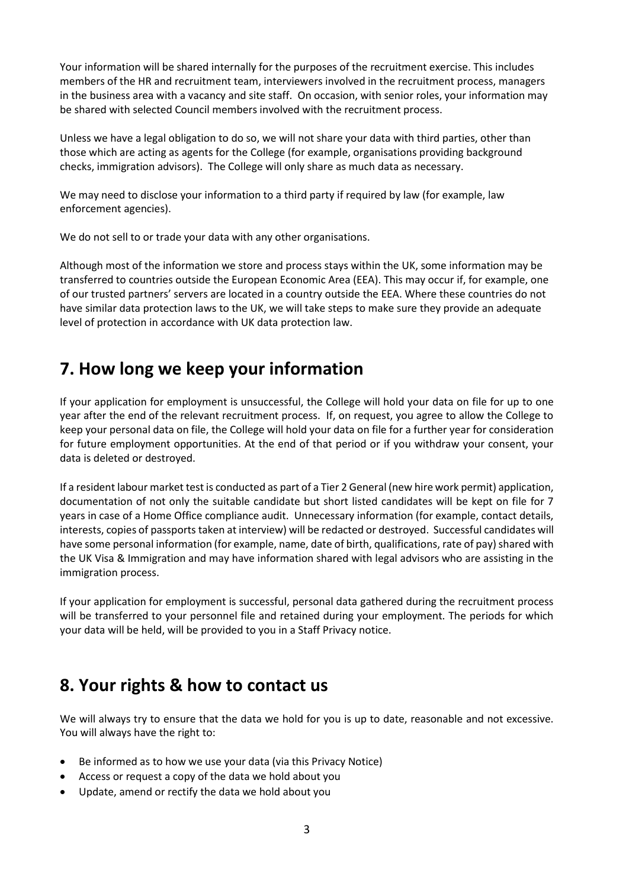Your information will be shared internally for the purposes of the recruitment exercise. This includes members of the HR and recruitment team, interviewers involved in the recruitment process, managers in the business area with a vacancy and site staff. On occasion, with senior roles, your information may be shared with selected Council members involved with the recruitment process.

Unless we have a legal obligation to do so, we will not share your data with third parties, other than those which are acting as agents for the College (for example, organisations providing background checks, immigration advisors). The College will only share as much data as necessary.

We may need to disclose your information to a third party if required by law (for example, law enforcement agencies).

We do not sell to or trade your data with any other organisations.

Although most of the information we store and process stays within the UK, some information may be transferred to countries outside the European Economic Area (EEA). This may occur if, for example, one of our trusted partners' servers are located in a country outside the EEA. Where these countries do not have similar data protection laws to the UK, we will take steps to make sure they provide an adequate level of protection in accordance with UK data protection law.

## 7. How long we keep your information

If your application for employment is unsuccessful, the College will hold your data on file for up to one year after the end of the relevant recruitment process. If, on request, you agree to allow the College to keep your personal data on file, the College will hold your data on file for a further year for consideration for future employment opportunities. At the end of that period or if you withdraw your consent, your data is deleted or destroyed.

If a resident labour market test is conducted as part of a Tier 2 General (new hire work permit) application, documentation of not only the suitable candidate but short listed candidates will be kept on file for 7 years in case of a Home Office compliance audit. Unnecessary information (for example, contact details, interests, copies of passports taken at interview) will be redacted or destroyed. Successful candidates will have some personal information (for example, name, date of birth, qualifications, rate of pay) shared with the UK Visa & Immigration and may have information shared with legal advisors who are assisting in the immigration process.

If your application for employment is successful, personal data gathered during the recruitment process will be transferred to your personnel file and retained during your employment. The periods for which your data will be held, will be provided to you in a Staff Privacy notice.

## 8. Your rights & how to contact us

We will always try to ensure that the data we hold for you is up to date, reasonable and not excessive. You will always have the right to:

- Be informed as to how we use your data (via this Privacy Notice)
- Access or request a copy of the data we hold about you
- Update, amend or rectify the data we hold about you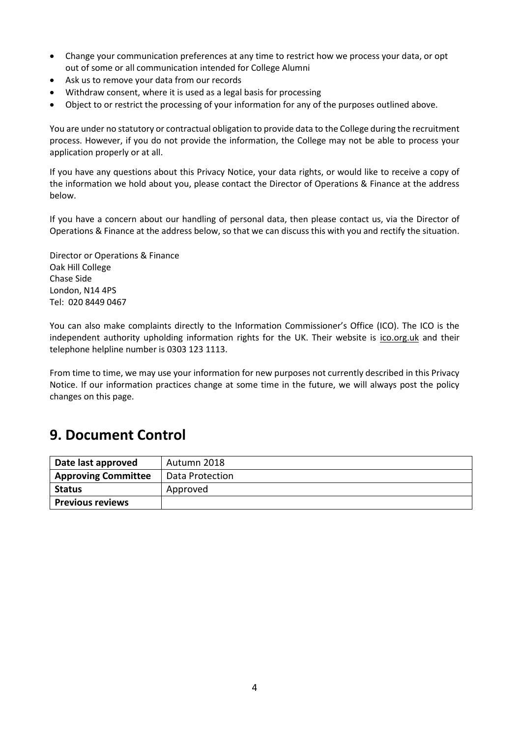- Change your communication preferences at any time to restrict how we process your data, or opt out of some or all communication intended for College Alumni
- Ask us to remove your data from our records
- Withdraw consent, where it is used as a legal basis for processing
- Object to or restrict the processing of your information for any of the purposes outlined above.

You are under no statutory or contractual obligation to provide data to the College during the recruitment process. However, if you do not provide the information, the College may not be able to process your application properly or at all.

If you have any questions about this Privacy Notice, your data rights, or would like to receive a copy of the information we hold about you, please contact the Director of Operations & Finance at the address below.

If you have a concern about our handling of personal data, then please contact us, via the Director of Operations & Finance at the address below, so that we can discuss this with you and rectify the situation.

Director or Operations & Finance
Oak Hill College
Chase Side
London, N14 4PS
Tel: 020 8449 0467

You can also make complaints directly to the Information Commissioner's Office (ICO). The ICO is the independent authority upholding information rights for the UK. Their website is ico.org.uk and their telephone helpline number is 0303 123 1113.

From time to time, we may use your information for new purposes not currently described in this Privacy Notice. If our information practices change at some time in the future, we will always post the policy changes on this page.

# 9. Document Control

| | |
|---|---|
| **Date last approved** | Autumn 2018 |
| **Approving Committee** | Data Protection |
| **Status** | Approved |
| **Previous reviews** | |